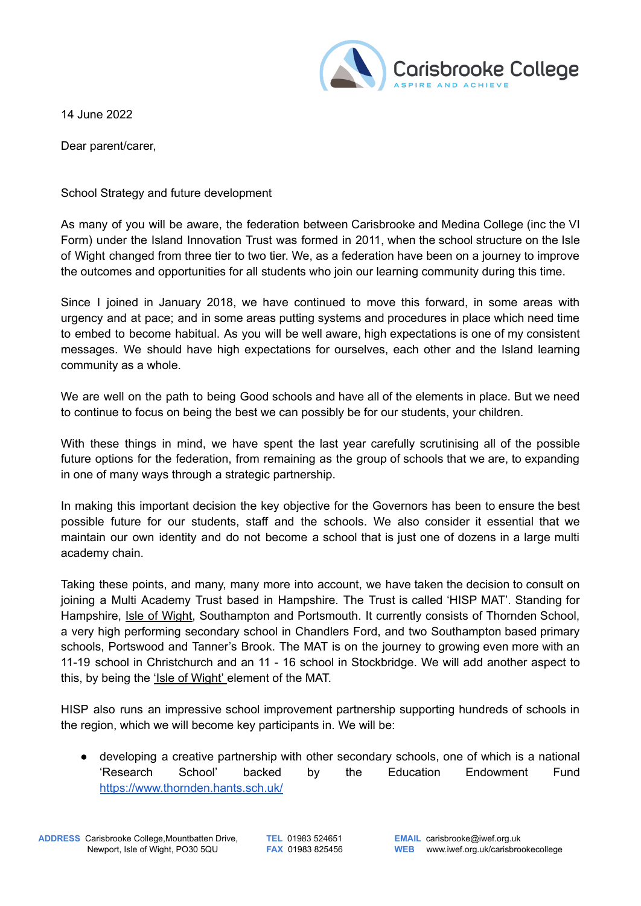Carisbrooke College
ASPIRE AND ACHIEVE

14 June 2022

Dear parent/carer,

School Strategy and future development

As many of you will be aware, the federation between Carisbrooke and Medina College (inc the VI Form) under the Island Innovation Trust was formed in 2011, when the school structure on the Isle of Wight changed from three tier to two tier. We, as a federation have been on a journey to improve the outcomes and opportunities for all students who join our learning community during this time.

Since I joined in January 2018, we have continued to move this forward, in some areas with urgency and at pace; and in some areas putting systems and procedures in place which need time to embed to become habitual. As you will be well aware, high expectations is one of my consistent messages. We should have high expectations for ourselves, each other and the Island learning community as a whole.

We are well on the path to being Good schools and have all of the elements in place. But we need to continue to focus on being the best we can possibly be for our students, your children.

With these things in mind, we have spent the last year carefully scrutinising all of the possible future options for the federation, from remaining as the group of schools that we are, to expanding in one of many ways through a strategic partnership.

In making this important decision the key objective for the Governors has been to ensure the best possible future for our students, staff and the schools. We also consider it essential that we maintain our own identity and do not become a school that is just one of dozens in a large multi academy chain.

Taking these points, and many, many more into account, we have taken the decision to consult on joining a Multi Academy Trust based in Hampshire. The Trust is called 'HISP MAT'. Standing for Hampshire, Isle of Wight, Southampton and Portsmouth. It currently consists of Thornden School, a very high performing secondary school in Chandlers Ford, and two Southampton based primary schools, Portswood and Tanner's Brook. The MAT is on the journey to growing even more with an 11-19 school in Christchurch and an 11 - 16 school in Stockbridge. We will add another aspect to this, by being the 'Isle of Wight' element of the MAT.

HISP also runs an impressive school improvement partnership supporting hundreds of schools in the region, which we will become key participants in. We will be:

- developing a creative partnership with other secondary schools, one of which is a national 'Research School' backed by the Education Endowment Fund https://www.thornden.hants.sch.uk/

**ADDRESS** Carisbrooke College, Mountbatten Drive, Newport, Isle of Wight, PO30 5QU
**TEL** 01983 524651
**FAX** 01983 825456
**EMAIL** carisbrooke@iwef.org.uk
**WEB** www.iwef.org.uk/carisbrookecollege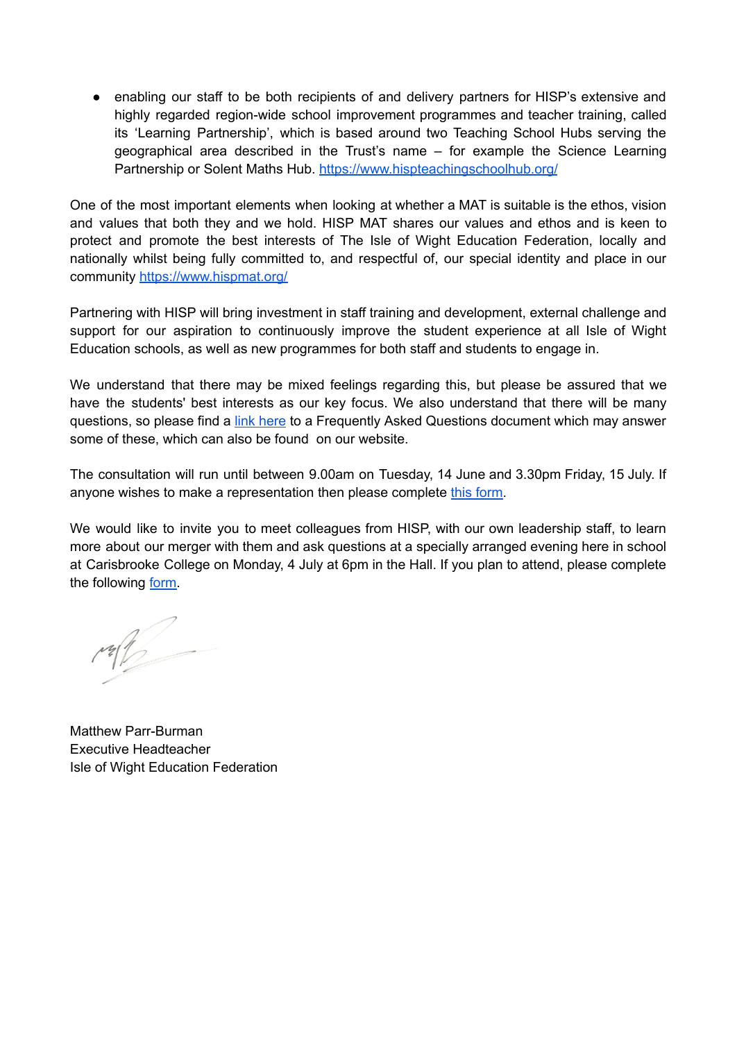- enabling our staff to be both recipients of and delivery partners for HISP's extensive and highly regarded region-wide school improvement programmes and teacher training, called its 'Learning Partnership', which is based around two Teaching School Hubs serving the geographical area described in the Trust's name – for example the Science Learning Partnership or Solent Maths Hub. [https://www.hispteachingschoolhub.org/](https://www.hispteachingschoolhub.org/)

One of the most important elements when looking at whether a MAT is suitable is the ethos, vision and values that both they and we hold. HISP MAT shares our values and ethos and is keen to protect and promote the best interests of The Isle of Wight Education Federation, locally and nationally whilst being fully committed to, and respectful of, our special identity and place in our community [https://www.hispmat.org/](https://www.hispmat.org/)

Partnering with HISP will bring investment in staff training and development, external challenge and support for our aspiration to continuously improve the student experience at all Isle of Wight Education schools, as well as new programmes for both staff and students to engage in.

We understand that there may be mixed feelings regarding this, but please be assured that we have the students' best interests as our key focus. We also understand that there will be many questions, so please find a link here to a Frequently Asked Questions document which may answer some of these, which can also be found on our website.

The consultation will run until between 9.00am on Tuesday, 14 June and 3.30pm Friday, 15 July. If anyone wishes to make a representation then please complete this form.

We would like to invite you to meet colleagues from HISP, with our own leadership staff, to learn more about our merger with them and ask questions at a specially arranged evening here in school at Carisbrooke College on Monday, 4 July at 6pm in the Hall. If you plan to attend, please complete the following form.

Matthew Parr-Burman
Executive Headteacher
Isle of Wight Education Federation